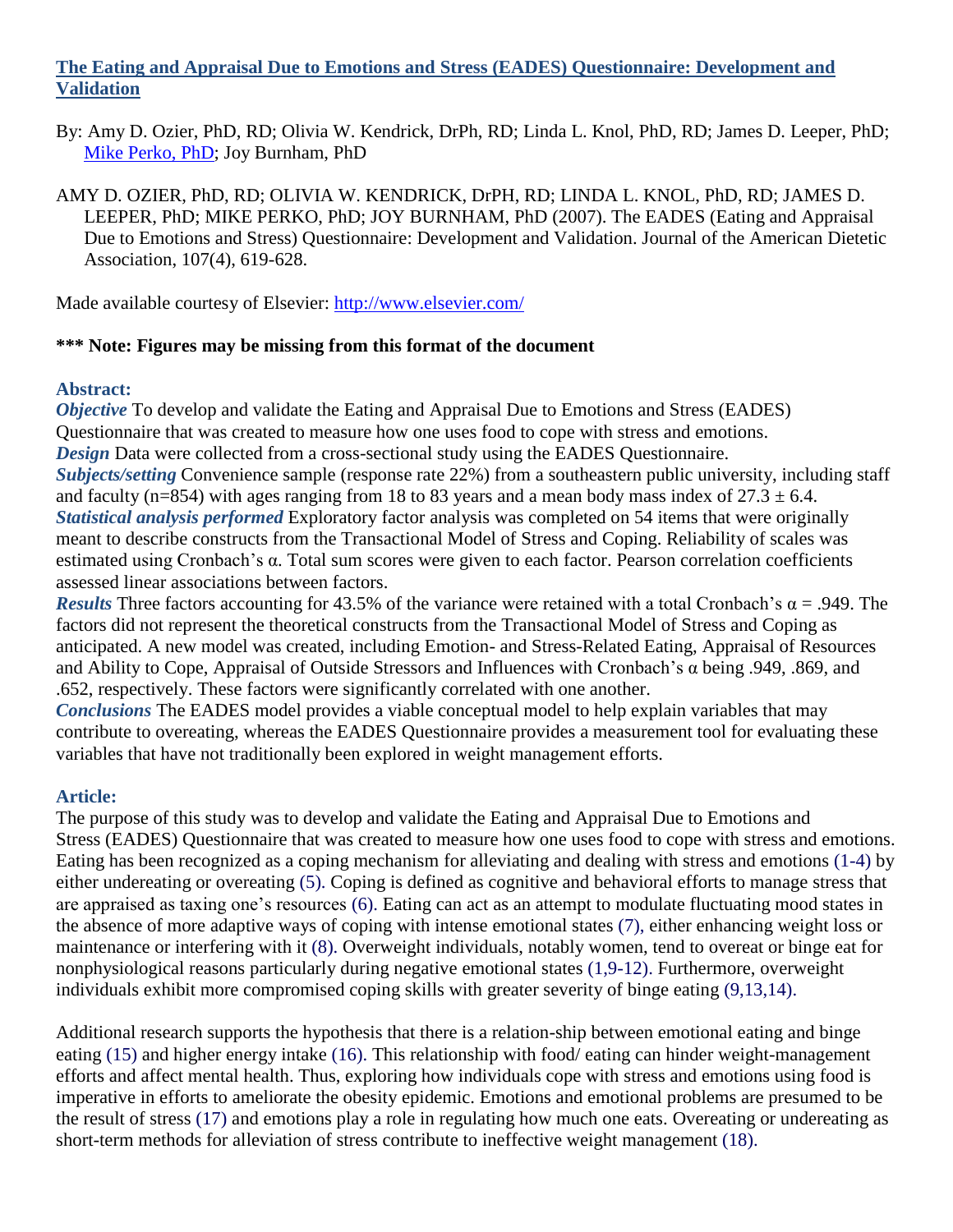# [The Eating and Appraisal Due to Emotions and Stress (EADES) Questionnaire: Development and Validation](#)

By: Amy D. Ozier, PhD, RD; Olivia W. Kendrick, DrPh, RD; Linda L. Knol, PhD, RD; James D. Leeper, PhD; [Mike Perko, PhD](#); Joy Burnham, PhD

AMY D. OZIER, PhD, RD; OLIVIA W. KENDRICK, DrPH, RD; LINDA L. KNOL, PhD, RD; JAMES D. LEEPER, PhD; MIKE PERKO, PhD; JOY BURNHAM, PhD (2007). The EADES (Eating and Appraisal Due to Emotions and Stress) Questionnaire: Development and Validation. Journal of the American Dietetic Association, 107(4), 619-628.

Made available courtesy of Elsevier: [http://www.elsevier.com/](http://www.elsevier.com/)

**\*\*\* Note: Figures may be missing from this format of the document**

### Abstract:

***Objective*** To develop and validate the Eating and Appraisal Due to Emotions and Stress (EADES) Questionnaire that was created to measure how one uses food to cope with stress and emotions.
***Design*** Data were collected from a cross-sectional study using the EADES Questionnaire.
***Subjects/setting*** Convenience sample (response rate 22%) from a southeastern public university, including staff and faculty (n=854) with ages ranging from 18 to 83 years and a mean body mass index of $27.3 \pm 6.4$.
***Statistical analysis performed*** Exploratory factor analysis was completed on 54 items that were originally meant to describe constructs from the Transactional Model of Stress and Coping. Reliability of scales was estimated using Cronbach's α. Total sum scores were given to each factor. Pearson correlation coefficients assessed linear associations between factors.
***Results*** Three factors accounting for 43.5% of the variance were retained with a total Cronbach's $\alpha = .949$. The factors did not represent the theoretical constructs from the Transactional Model of Stress and Coping as anticipated. A new model was created, including Emotion- and Stress-Related Eating, Appraisal of Resources and Ability to Cope, Appraisal of Outside Stressors and Influences with Cronbach's α being .949, .869, and .652, respectively. These factors were significantly correlated with one another.
***Conclusions*** The EADES model provides a viable conceptual model to help explain variables that may contribute to overeating, whereas the EADES Questionnaire provides a measurement tool for evaluating these variables that have not traditionally been explored in weight management efforts.

### Article:

The purpose of this study was to develop and validate the Eating and Appraisal Due to Emotions and Stress (EADES) Questionnaire that was created to measure how one uses food to cope with stress and emotions. Eating has been recognized as a coping mechanism for alleviating and dealing with stress and emotions (1-4) by either undereating or overeating (5). Coping is defined as cognitive and behavioral efforts to manage stress that are appraised as taxing one's resources (6). Eating can act as an attempt to modulate fluctuating mood states in the absence of more adaptive ways of coping with intense emotional states (7), either enhancing weight loss or maintenance or interfering with it (8). Overweight individuals, notably women, tend to overeat or binge eat for nonphysiological reasons particularly during negative emotional states (1,9-12). Furthermore, overweight individuals exhibit more compromised coping skills with greater severity of binge eating (9,13,14).

Additional research supports the hypothesis that there is a relation-ship between emotional eating and binge eating (15) and higher energy intake (16). This relationship with food/ eating can hinder weight-management efforts and affect mental health. Thus, exploring how individuals cope with stress and emotions using food is imperative in efforts to ameliorate the obesity epidemic. Emotions and emotional problems are presumed to be the result of stress (17) and emotions play a role in regulating how much one eats. Overeating or undereating as short-term methods for alleviation of stress contribute to ineffective weight management (18).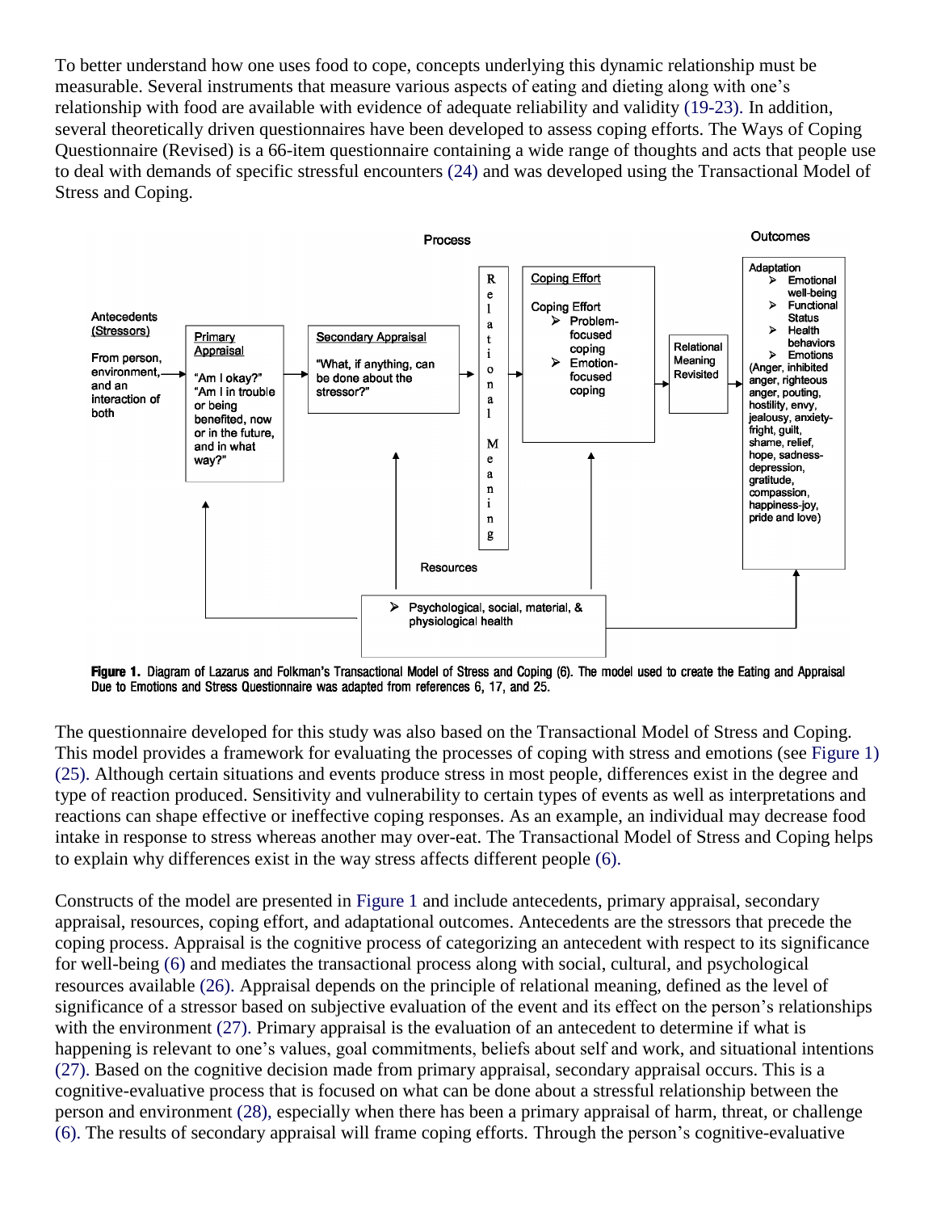To better understand how one uses food to cope, concepts underlying this dynamic relationship must be measurable. Several instruments that measure various aspects of eating and dieting along with one's relationship with food are available with evidence of adequate reliability and validity (19-23). In addition, several theoretically driven questionnaires have been developed to assess coping efforts. The Ways of Coping Questionnaire (Revised) is a 66-item questionnaire containing a wide range of thoughts and acts that people use to deal with demands of specific stressful encounters (24) and was developed using the Transactional Model of Stress and Coping.

**Figure 1.** Diagram of Lazarus and Folkman's Transactional Model of Stress and Coping (6). The model used to create the Eating and Appraisal Due to Emotions and Stress Questionnaire was adapted from references 6, 17, and 25.

The questionnaire developed for this study was also based on the Transactional Model of Stress and Coping. This model provides a framework for evaluating the processes of coping with stress and emotions (see Figure 1) (25). Although certain situations and events produce stress in most people, differences exist in the degree and type of reaction produced. Sensitivity and vulnerability to certain types of events as well as interpretations and reactions can shape effective or ineffective coping responses. As an example, an individual may decrease food intake in response to stress whereas another may over-eat. The Transactional Model of Stress and Coping helps to explain why differences exist in the way stress affects different people (6).

Constructs of the model are presented in Figure 1 and include antecedents, primary appraisal, secondary appraisal, resources, coping effort, and adaptational outcomes. Antecedents are the stressors that precede the coping process. Appraisal is the cognitive process of categorizing an antecedent with respect to its significance for well-being (6) and mediates the transactional process along with social, cultural, and psychological resources available (26). Appraisal depends on the principle of relational meaning, defined as the level of significance of a stressor based on subjective evaluation of the event and its effect on the person's relationships with the environment (27). Primary appraisal is the evaluation of an antecedent to determine if what is happening is relevant to one's values, goal commitments, beliefs about self and work, and situational intentions (27). Based on the cognitive decision made from primary appraisal, secondary appraisal occurs. This is a cognitive-evaluative process that is focused on what can be done about a stressful relationship between the person and environment (28), especially when there has been a primary appraisal of harm, threat, or challenge (6). The results of secondary appraisal will frame coping efforts. Through the person's cognitive-evaluative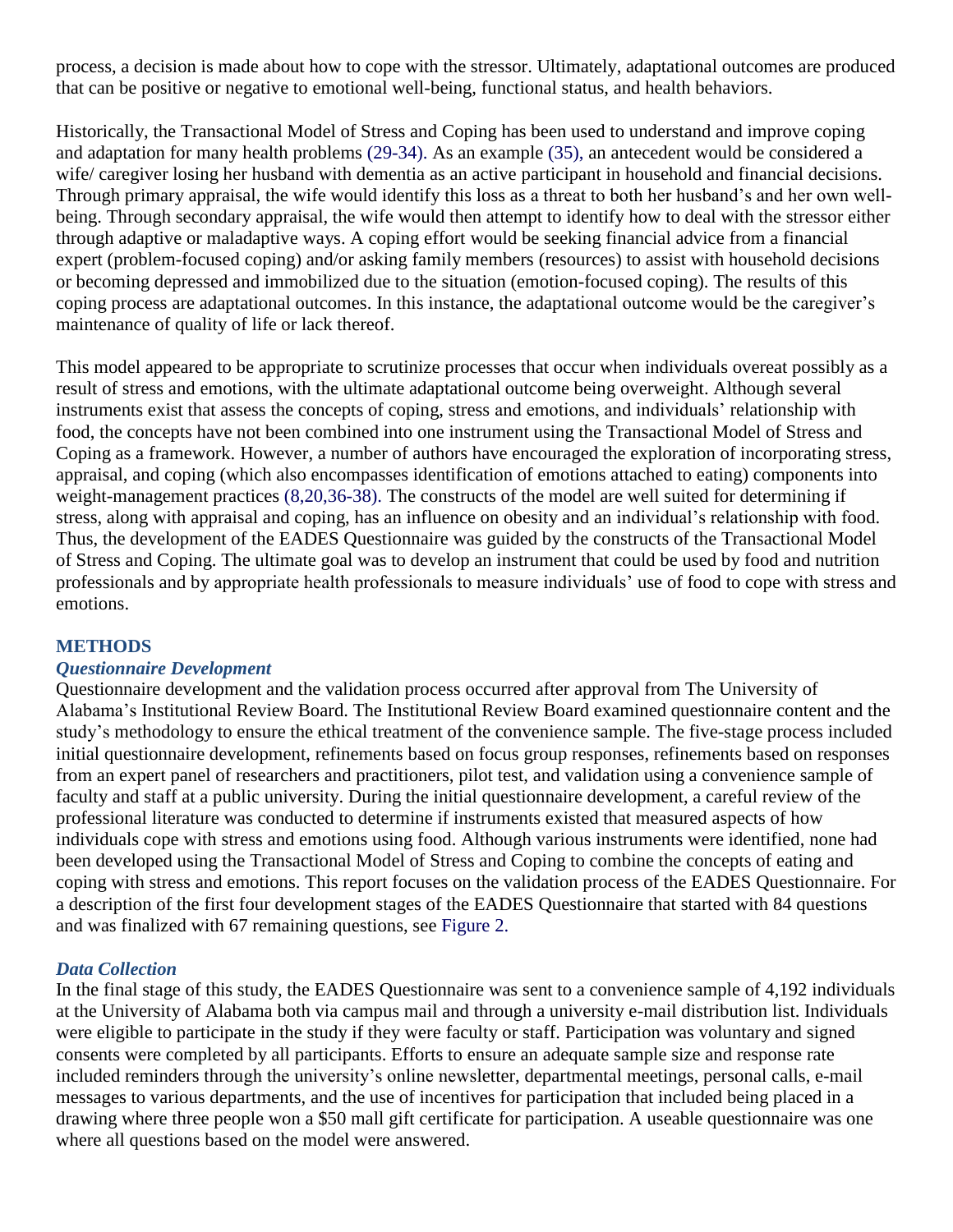process, a decision is made about how to cope with the stressor. Ultimately, adaptational outcomes are produced that can be positive or negative to emotional well-being, functional status, and health behaviors.

Historically, the Transactional Model of Stress and Coping has been used to understand and improve coping and adaptation for many health problems (29-34). As an example (35), an antecedent would be considered a wife/ caregiver losing her husband with dementia as an active participant in household and financial decisions. Through primary appraisal, the wife would identify this loss as a threat to both her husband's and her own well-being. Through secondary appraisal, the wife would then attempt to identify how to deal with the stressor either through adaptive or maladaptive ways. A coping effort would be seeking financial advice from a financial expert (problem-focused coping) and/or asking family members (resources) to assist with household decisions or becoming depressed and immobilized due to the situation (emotion-focused coping). The results of this coping process are adaptational outcomes. In this instance, the adaptational outcome would be the caregiver's maintenance of quality of life or lack thereof.

This model appeared to be appropriate to scrutinize processes that occur when individuals overeat possibly as a result of stress and emotions, with the ultimate adaptational outcome being overweight. Although several instruments exist that assess the concepts of coping, stress and emotions, and individuals' relationship with food, the concepts have not been combined into one instrument using the Transactional Model of Stress and Coping as a framework. However, a number of authors have encouraged the exploration of incorporating stress, appraisal, and coping (which also encompasses identification of emotions attached to eating) components into weight-management practices (8,20,36-38). The constructs of the model are well suited for determining if stress, along with appraisal and coping, has an influence on obesity and an individual's relationship with food. Thus, the development of the EADES Questionnaire was guided by the constructs of the Transactional Model of Stress and Coping. The ultimate goal was to develop an instrument that could be used by food and nutrition professionals and by appropriate health professionals to measure individuals' use of food to cope with stress and emotions.

## METHODS

### *Questionnaire Development*

Questionnaire development and the validation process occurred after approval from The University of Alabama's Institutional Review Board. The Institutional Review Board examined questionnaire content and the study's methodology to ensure the ethical treatment of the convenience sample. The five-stage process included initial questionnaire development, refinements based on focus group responses, refinements based on responses from an expert panel of researchers and practitioners, pilot test, and validation using a convenience sample of faculty and staff at a public university. During the initial questionnaire development, a careful review of the professional literature was conducted to determine if instruments existed that measured aspects of how individuals cope with stress and emotions using food. Although various instruments were identified, none had been developed using the Transactional Model of Stress and Coping to combine the concepts of eating and coping with stress and emotions. This report focuses on the validation process of the EADES Questionnaire. For a description of the first four development stages of the EADES Questionnaire that started with 84 questions and was finalized with 67 remaining questions, see Figure 2.

### *Data Collection*

In the final stage of this study, the EADES Questionnaire was sent to a convenience sample of 4,192 individuals at the University of Alabama both via campus mail and through a university e-mail distribution list. Individuals were eligible to participate in the study if they were faculty or staff. Participation was voluntary and signed consents were completed by all participants. Efforts to ensure an adequate sample size and response rate included reminders through the university's online newsletter, departmental meetings, personal calls, e-mail messages to various departments, and the use of incentives for participation that included being placed in a drawing where three people won a $50 mall gift certificate for participation. A useable questionnaire was one where all questions based on the model were answered.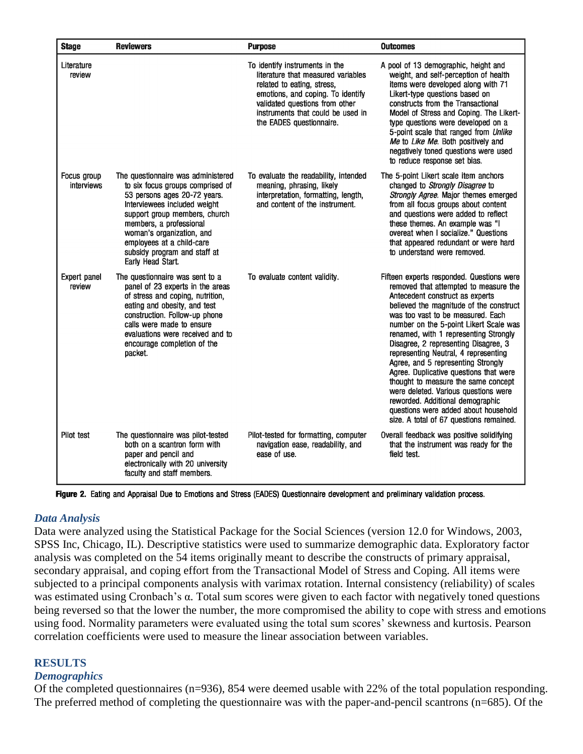| Stage | Reviewers | Purpose | Outcomes |
|---|---|---|---|
| Literature review | | To identify instruments in the literature that measured variables related to eating, stress, emotions, and coping. To identify validated questions from other instruments that could be used in the EADES questionnaire. | A pool of 13 demographic, height and weight, and self-perception of health items were developed along with 71 Likert-type questions based on constructs from the Transactional Model of Stress and Coping. The Likert-type questions were developed on a 5-point scale that ranged from *Unlike Me* to *Like Me*. Both positively and negatively toned questions were used to reduce response set bias. |
| Focus group interviews | The questionnaire was administered to six focus groups comprised of 53 persons ages 20-72 years. Interviewees included weight support group members, church members, a professional woman's organization, and employees at a child-care subsidy program and staff at Early Head Start. | To evaluate the readability, intended meaning, phrasing, likely interpretation, formatting, length, and content of the instrument. | The 5-point Likert scale item anchors changed to *Strongly Disagree* to *Strongly Agree*. Major themes emerged from all focus groups about content and questions were added to reflect these themes. An example was "I overeat when I socialize." Questions that appeared redundant or were hard to understand were removed. |
| Expert panel review | The questionnaire was sent to a panel of 23 experts in the areas of stress and coping, nutrition, eating and obesity, and test construction. Follow-up phone calls were made to ensure evaluations were received and to encourage completion of the packet. | To evaluate content validity. | Fifteen experts responded. Questions were removed that attempted to measure the Antecedent construct as experts believed the magnitude of the construct was too vast to be measured. Each number on the 5-point Likert Scale was renamed, with 1 representing Strongly Disagree, 2 representing Disagree, 3 representing Neutral, 4 representing Agree, and 5 representing Strongly Agree. Duplicative questions that were thought to measure the same concept were deleted. Various questions were reworded. Additional demographic questions were added about household size. A total of 67 questions remained. |
| Pilot test | The questionnaire was pilot-tested both on a scantron form with paper and pencil and electronically with 20 university faculty and staff members. | Pilot-tested for formatting, computer navigation ease, readability, and ease of use. | Overall feedback was positive solidifying that the instrument was ready for the field test. |

**Figure 2.** Eating and Appraisal Due to Emotions and Stress (EADES) Questionnaire development and preliminary validation process.

### *Data Analysis*

Data were analyzed using the Statistical Package for the Social Sciences (version 12.0 for Windows, 2003, SPSS Inc, Chicago, IL). Descriptive statistics were used to summarize demographic data. Exploratory factor analysis was completed on the 54 items originally meant to describe the constructs of primary appraisal, secondary appraisal, and coping effort from the Transactional Model of Stress and Coping. All items were subjected to a principal components analysis with varimax rotation. Internal consistency (reliability) of scales was estimated using Cronbach's α. Total sum scores were given to each factor with negatively toned questions being reversed so that the lower the number, the more compromised the ability to cope with stress and emotions using food. Normality parameters were evaluated using the total sum scores' skewness and kurtosis. Pearson correlation coefficients were used to measure the linear association between variables.

## RESULTS

### *Demographics*

Of the completed questionnaires (n=936), 854 were deemed usable with 22% of the total population responding. The preferred method of completing the questionnaire was with the paper-and-pencil scantrons (n=685). Of the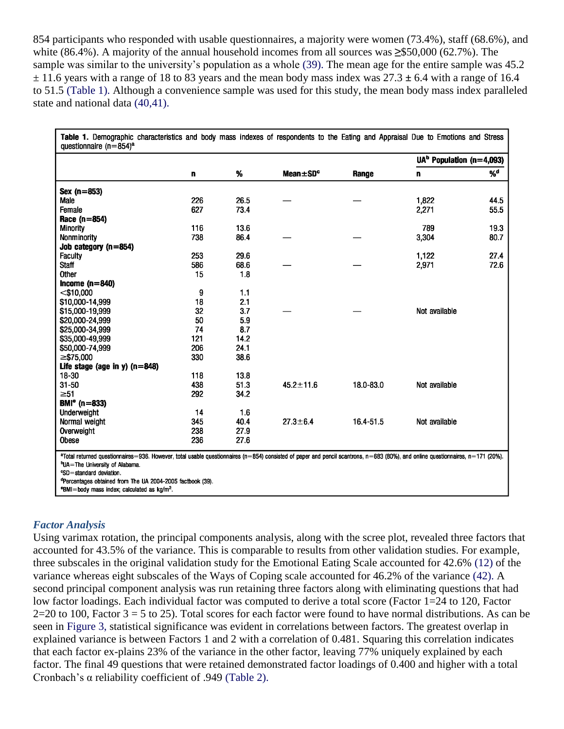854 participants who responded with usable questionnaires, a majority were women (73.4%), staff (68.6%), and white (86.4%). A majority of the annual household incomes from all sources was ≥$50,000 (62.7%). The sample was similar to the university's population as a whole (39). The mean age for the entire sample was 45.2 ± 11.6 years with a range of 18 to 83 years and the mean body mass index was 27.3 ± 6.4 with a range of 16.4 to 51.5 (Table 1). Although a convenience sample was used for this study, the mean body mass index paralleled state and national data (40,41).

**Table 1.** Demographic characteristics and body mass indexes of respondents to the Eating and Appraisal Due to Emotions and Stress questionnaire (n=854)[a]

| | | | | | UA[b] Population (n=4,093) | |
|---|---|---|---|---|---|---|
| | n | % | Mean±SD[c] | Range | n | %[d] |
| **Sex (n=853)** | | | | | | |
| Male | 226 | 26.5 | — | — | 1,822 | 44.5 |
| Female | 627 | 73.4 | | | 2,271 | 55.5 |
| **Race (n=854)** | | | | | | |
| Minority | 116 | 13.6 | | | 789 | 19.3 |
| Nonminority | 738 | 86.4 | — | — | 3,304 | 80.7 |
| **Job category (n=854)** | | | | | | |
| Faculty | 253 | 29.6 | | | 1,122 | 27.4 |
| Staff | 586 | 68.6 | — | — | 2,971 | 72.6 |
| Other | 15 | 1.8 | | | | |
| **Income (n=840)** | | | | | | |
| <$10,000 | 9 | 1.1 | | | | |
| $10,000-14,999 | 18 | 2.1 | | | | |
| $15,000-19,999 | 32 | 3.7 | — | — | Not available | |
| $20,000-24,999 | 50 | 5.9 | | | | |
| $25,000-34,999 | 74 | 8.7 | | | | |
| $35,000-49,999 | 121 | 14.2 | | | | |
| $50,000-74,999 | 206 | 24.1 | | | | |
| ≥$75,000 | 330 | 38.6 | | | | |
| **Life stage (age in y) (n=848)** | | | | | | |
| 18-30 | 118 | 13.8 | | | | |
| 31-50 | 438 | 51.3 | 45.2±11.6 | 18.0-83.0 | Not available | |
| ≥51 | 292 | 34.2 | | | | |
| **BMI[e] (n=833)** | | | | | | |
| Underweight | 14 | 1.6 | | | | |
| Normal weight | 345 | 40.4 | 27.3±6.4 | 16.4-51.5 | Not available | |
| Overweight | 238 | 27.9 | | | | |
| Obese | 236 | 27.6 | | | | |

[a]Total returned questionnaires=936. However, total usable questionnaires (n=854) consisted of paper and pencil scantrons, n=683 (80%), and online questionnaires, n=171 (20%).
[b]UA=The University of Alabama.
[c]SD=standard deviation.
[d]Percentages obtained from The UA 2004-2005 factbook (39).
[e]BMI=body mass index; calculated as kg/m$^2$.

### *Factor Analysis*

Using varimax rotation, the principal components analysis, along with the scree plot, revealed three factors that accounted for 43.5% of the variance. This is comparable to results from other validation studies. For example, three subscales in the original validation study for the Emotional Eating Scale accounted for 42.6% (12) of the variance whereas eight subscales of the Ways of Coping scale accounted for 46.2% of the variance (42). A second principal component analysis was run retaining three factors along with eliminating questions that had low factor loadings. Each individual factor was computed to derive a total score (Factor 1=24 to 120, Factor 2=20 to 100, Factor 3 = 5 to 25). Total scores for each factor were found to have normal distributions. As can be seen in Figure 3, statistical significance was evident in correlations between factors. The greatest overlap in explained variance is between Factors 1 and 2 with a correlation of 0.481. Squaring this correlation indicates that each factor ex-plains 23% of the variance in the other factor, leaving 77% uniquely explained by each factor. The final 49 questions that were retained demonstrated factor loadings of 0.400 and higher with a total Cronbach's α reliability coefficient of .949 (Table 2).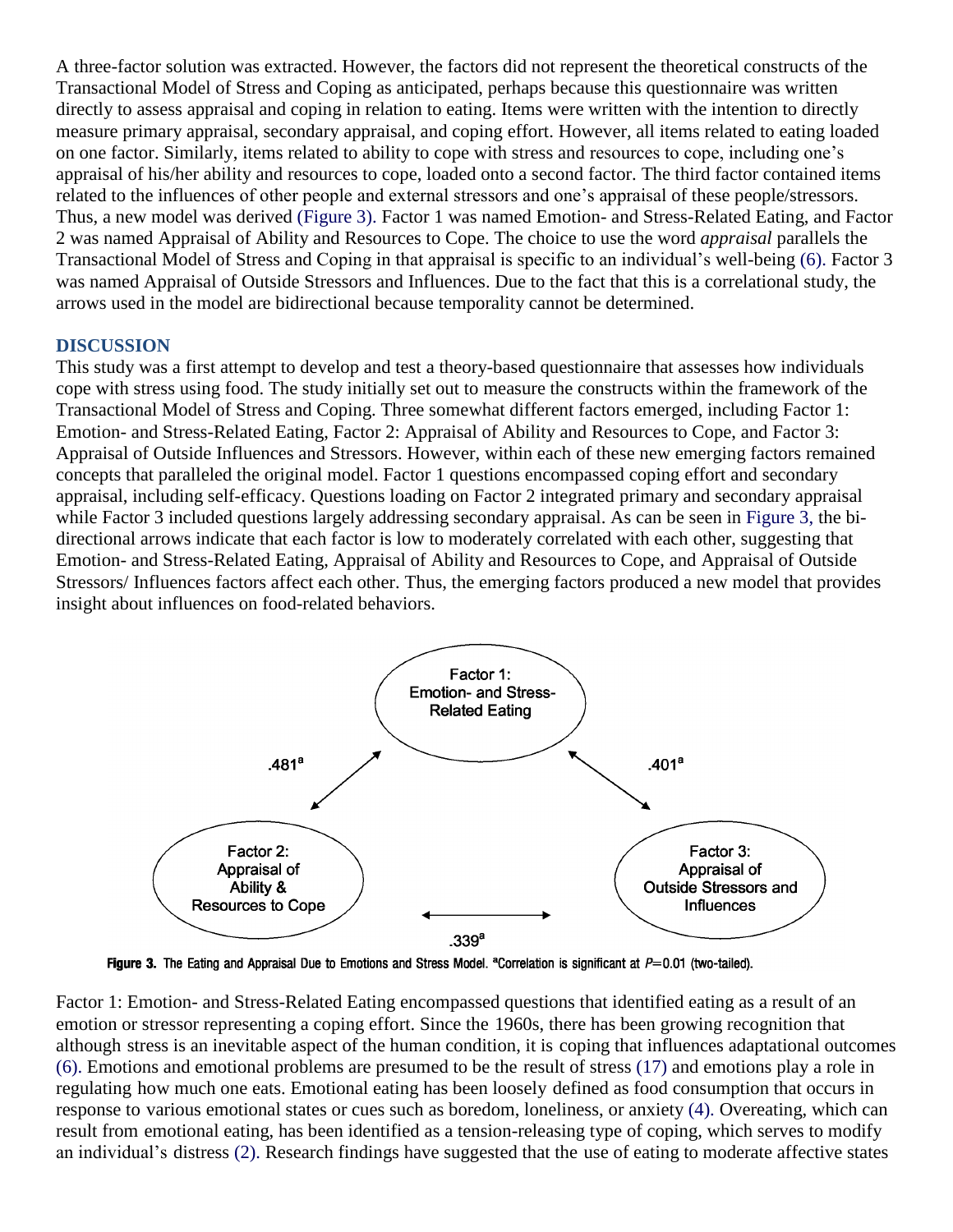A three-factor solution was extracted. However, the factors did not represent the theoretical constructs of the Transactional Model of Stress and Coping as anticipated, perhaps because this questionnaire was written directly to assess appraisal and coping in relation to eating. Items were written with the intention to directly measure primary appraisal, secondary appraisal, and coping effort. However, all items related to eating loaded on one factor. Similarly, items related to ability to cope with stress and resources to cope, including one's appraisal of his/her ability and resources to cope, loaded onto a second factor. The third factor contained items related to the influences of other people and external stressors and one's appraisal of these people/stressors. Thus, a new model was derived (Figure 3). Factor 1 was named Emotion- and Stress-Related Eating, and Factor 2 was named Appraisal of Ability and Resources to Cope. The choice to use the word *appraisal* parallels the Transactional Model of Stress and Coping in that appraisal is specific to an individual's well-being (6). Factor 3 was named Appraisal of Outside Stressors and Influences. Due to the fact that this is a correlational study, the arrows used in the model are bidirectional because temporality cannot be determined.

## DISCUSSION

This study was a first attempt to develop and test a theory-based questionnaire that assesses how individuals cope with stress using food. The study initially set out to measure the constructs within the framework of the Transactional Model of Stress and Coping. Three somewhat different factors emerged, including Factor 1: Emotion- and Stress-Related Eating, Factor 2: Appraisal of Ability and Resources to Cope, and Factor 3: Appraisal of Outside Influences and Stressors. However, within each of these new emerging factors remained concepts that paralleled the original model. Factor 1 questions encompassed coping effort and secondary appraisal, including self-efficacy. Questions loading on Factor 2 integrated primary and secondary appraisal while Factor 3 included questions largely addressing secondary appraisal. As can be seen in Figure 3, the bi-directional arrows indicate that each factor is low to moderately correlated with each other, suggesting that Emotion- and Stress-Related Eating, Appraisal of Ability and Resources to Cope, and Appraisal of Outside Stressors/ Influences factors affect each other. Thus, the emerging factors produced a new model that provides insight about influences on food-related behaviors.

Factor 1: Emotion- and Stress-Related Eating; Factor 2: Appraisal of Ability & Resources to Cope; Factor 3: Appraisal of Outside Stressors and Influences. Correlations: Factor 1–Factor 2 = .481[a]; Factor 1–Factor 3 = .401[a]; Factor 2–Factor 3 = .339[a]

**Figure 3.** The Eating and Appraisal Due to Emotions and Stress Model. [a]Correlation is significant at $P=0.01$ (two-tailed).

Factor 1: Emotion- and Stress-Related Eating encompassed questions that identified eating as a result of an emotion or stressor representing a coping effort. Since the 1960s, there has been growing recognition that although stress is an inevitable aspect of the human condition, it is coping that influences adaptational outcomes (6). Emotions and emotional problems are presumed to be the result of stress (17) and emotions play a role in regulating how much one eats. Emotional eating has been loosely defined as food consumption that occurs in response to various emotional states or cues such as boredom, loneliness, or anxiety (4). Overeating, which can result from emotional eating, has been identified as a tension-releasing type of coping, which serves to modify an individual's distress (2). Research findings have suggested that the use of eating to moderate affective states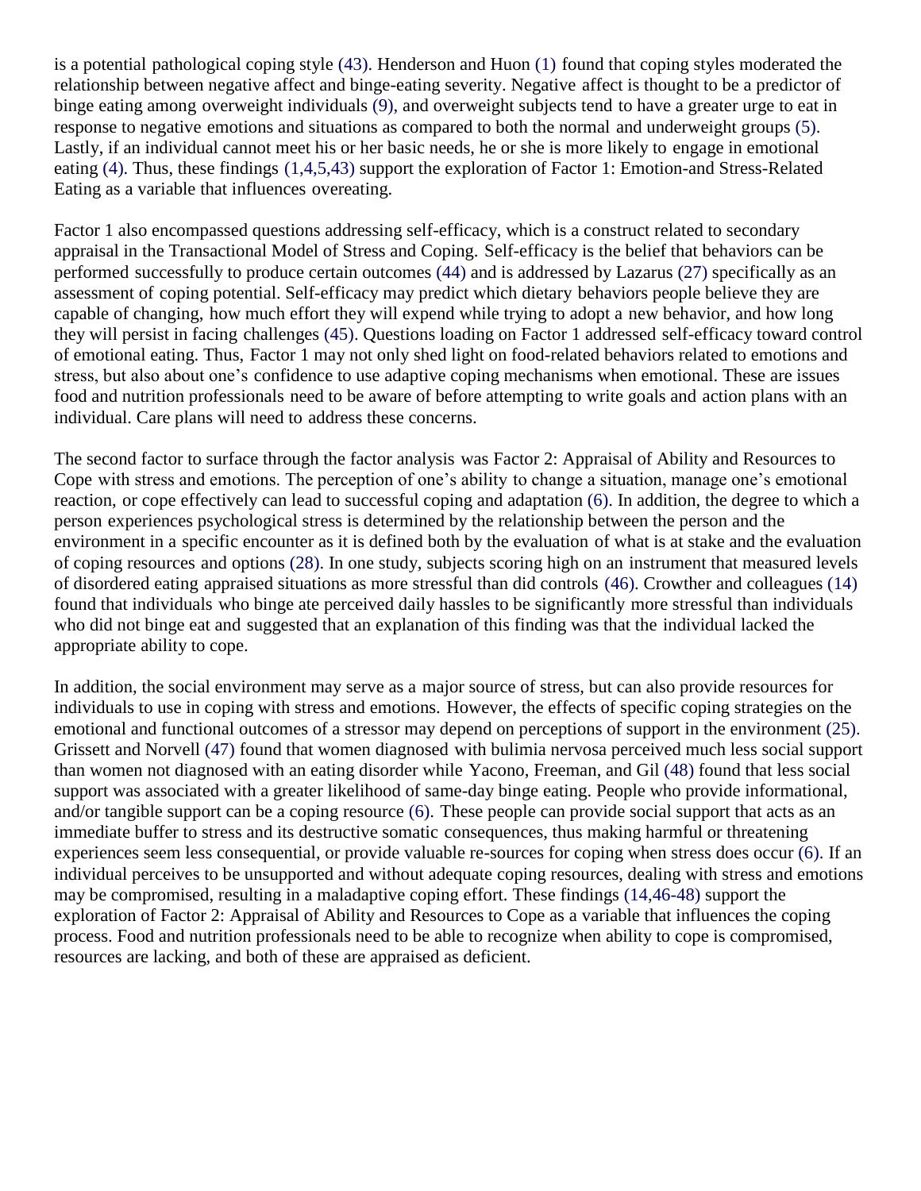is a potential pathological coping style (43). Henderson and Huon (1) found that coping styles moderated the relationship between negative affect and binge-eating severity. Negative affect is thought to be a predictor of binge eating among overweight individuals (9), and overweight subjects tend to have a greater urge to eat in response to negative emotions and situations as compared to both the normal and underweight groups (5). Lastly, if an individual cannot meet his or her basic needs, he or she is more likely to engage in emotional eating (4). Thus, these findings (1,4,5,43) support the exploration of Factor 1: Emotion-and Stress-Related Eating as a variable that influences overeating.

Factor 1 also encompassed questions addressing self-efficacy, which is a construct related to secondary appraisal in the Transactional Model of Stress and Coping. Self-efficacy is the belief that behaviors can be performed successfully to produce certain outcomes (44) and is addressed by Lazarus (27) specifically as an assessment of coping potential. Self-efficacy may predict which dietary behaviors people believe they are capable of changing, how much effort they will expend while trying to adopt a new behavior, and how long they will persist in facing challenges (45). Questions loading on Factor 1 addressed self-efficacy toward control of emotional eating. Thus, Factor 1 may not only shed light on food-related behaviors related to emotions and stress, but also about one's confidence to use adaptive coping mechanisms when emotional. These are issues food and nutrition professionals need to be aware of before attempting to write goals and action plans with an individual. Care plans will need to address these concerns.

The second factor to surface through the factor analysis was Factor 2: Appraisal of Ability and Resources to Cope with stress and emotions. The perception of one's ability to change a situation, manage one's emotional reaction, or cope effectively can lead to successful coping and adaptation (6). In addition, the degree to which a person experiences psychological stress is determined by the relationship between the person and the environment in a specific encounter as it is defined both by the evaluation of what is at stake and the evaluation of coping resources and options (28). In one study, subjects scoring high on an instrument that measured levels of disordered eating appraised situations as more stressful than did controls (46). Crowther and colleagues (14) found that individuals who binge ate perceived daily hassles to be significantly more stressful than individuals who did not binge eat and suggested that an explanation of this finding was that the individual lacked the appropriate ability to cope.

In addition, the social environment may serve as a major source of stress, but can also provide resources for individuals to use in coping with stress and emotions. However, the effects of specific coping strategies on the emotional and functional outcomes of a stressor may depend on perceptions of support in the environment (25). Grissett and Norvell (47) found that women diagnosed with bulimia nervosa perceived much less social support than women not diagnosed with an eating disorder while Yacono, Freeman, and Gil (48) found that less social support was associated with a greater likelihood of same-day binge eating. People who provide informational, and/or tangible support can be a coping resource (6). These people can provide social support that acts as an immediate buffer to stress and its destructive somatic consequences, thus making harmful or threatening experiences seem less consequential, or provide valuable re-sources for coping when stress does occur (6). If an individual perceives to be unsupported and without adequate coping resources, dealing with stress and emotions may be compromised, resulting in a maladaptive coping effort. These findings (14,46-48) support the exploration of Factor 2: Appraisal of Ability and Resources to Cope as a variable that influences the coping process. Food and nutrition professionals need to be able to recognize when ability to cope is compromised, resources are lacking, and both of these are appraised as deficient.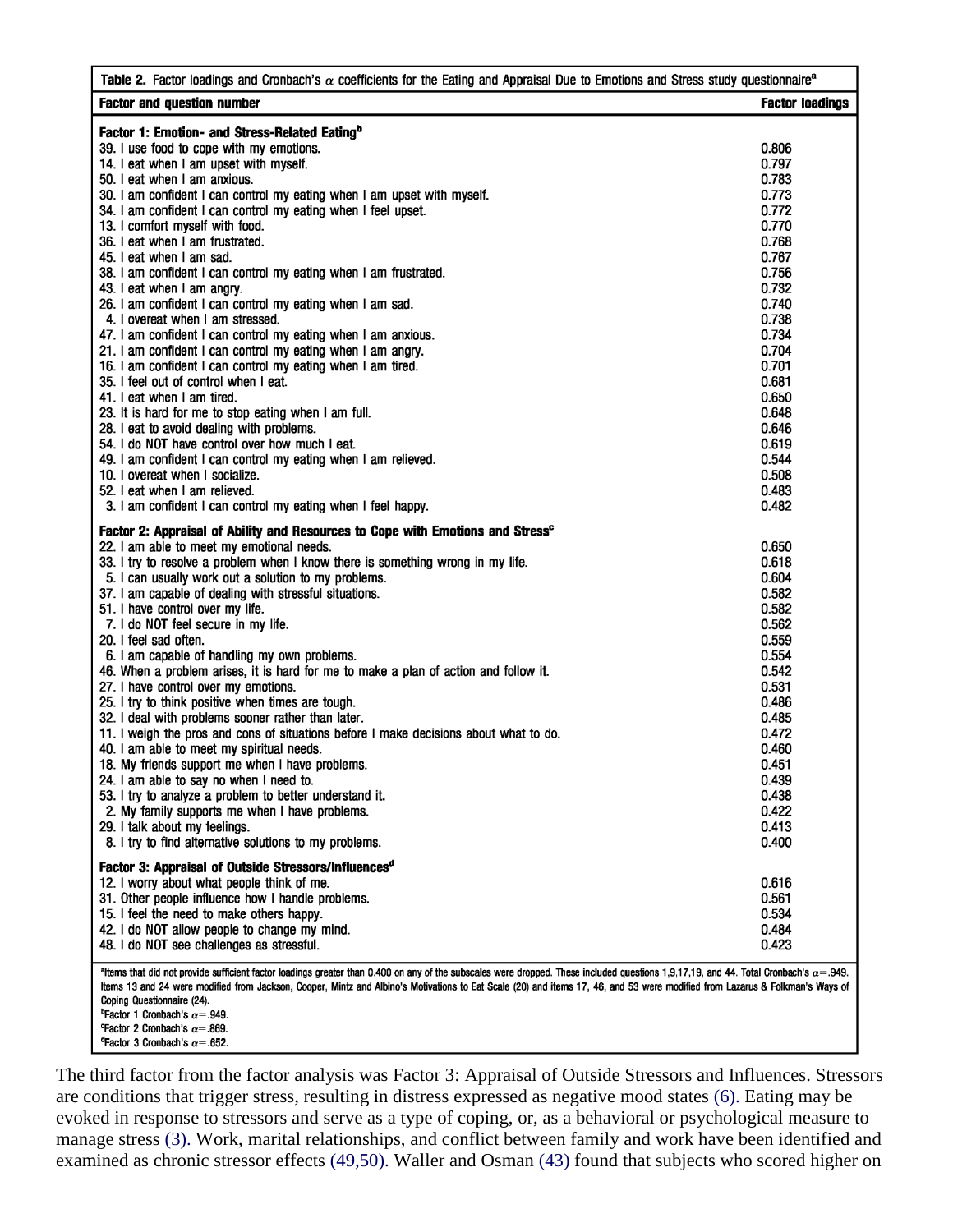**Table 2.** Factor loadings and Cronbach's $\alpha$ coefficients for the Eating and Appraisal Due to Emotions and Stress study questionnaire[a]

| Factor and question number | Factor loadings |
| --- | --- |
| **Factor 1: Emotion- and Stress-Related Eating[b]** | |
| 39. I use food to cope with my emotions. | 0.806 |
| 14. I eat when I am upset with myself. | 0.797 |
| 50. I eat when I am anxious. | 0.783 |
| 30. I am confident I can control my eating when I am upset with myself. | 0.773 |
| 34. I am confident I can control my eating when I feel upset. | 0.772 |
| 13. I comfort myself with food. | 0.770 |
| 36. I eat when I am frustrated. | 0.768 |
| 45. I eat when I am sad. | 0.767 |
| 38. I am confident I can control my eating when I am frustrated. | 0.756 |
| 43. I eat when I am angry. | 0.732 |
| 26. I am confident I can control my eating when I am sad. | 0.740 |
| 4. I overeat when I am stressed. | 0.738 |
| 47. I am confident I can control my eating when I am anxious. | 0.734 |
| 21. I am confident I can control my eating when I am angry. | 0.704 |
| 16. I am confident I can control my eating when I am tired. | 0.701 |
| 35. I feel out of control when I eat. | 0.681 |
| 41. I eat when I am tired. | 0.650 |
| 23. It is hard for me to stop eating when I am full. | 0.648 |
| 28. I eat to avoid dealing with problems. | 0.646 |
| 54. I do NOT have control over how much I eat. | 0.619 |
| 49. I am confident I can control my eating when I am relieved. | 0.544 |
| 10. I overeat when I socialize. | 0.508 |
| 52. I eat when I am relieved. | 0.483 |
| 3. I am confident I can control my eating when I feel happy. | 0.482 |
| **Factor 2: Appraisal of Ability and Resources to Cope with Emotions and Stress[c]** | |
| 22. I am able to meet my emotional needs. | 0.650 |
| 33. I try to resolve a problem when I know there is something wrong in my life. | 0.618 |
| 5. I can usually work out a solution to my problems. | 0.604 |
| 37. I am capable of dealing with stressful situations. | 0.582 |
| 51. I have control over my life. | 0.582 |
| 7. I do NOT feel secure in my life. | 0.562 |
| 20. I feel sad often. | 0.559 |
| 6. I am capable of handling my own problems. | 0.554 |
| 46. When a problem arises, it is hard for me to make a plan of action and follow it. | 0.542 |
| 27. I have control over my emotions. | 0.531 |
| 25. I try to think positive when times are tough. | 0.486 |
| 32. I deal with problems sooner rather than later. | 0.485 |
| 11. I weigh the pros and cons of situations before I make decisions about what to do. | 0.472 |
| 40. I am able to meet my spiritual needs. | 0.460 |
| 18. My friends support me when I have problems. | 0.451 |
| 24. I am able to say no when I need to. | 0.439 |
| 53. I try to analyze a problem to better understand it. | 0.438 |
| 2. My family supports me when I have problems. | 0.422 |
| 29. I talk about my feelings. | 0.413 |
| 8. I try to find alternative solutions to my problems. | 0.400 |
| **Factor 3: Appraisal of Outside Stressors/Influences[d]** | |
| 12. I worry about what people think of me. | 0.616 |
| 31. Other people influence how I handle problems. | 0.561 |
| 15. I feel the need to make others happy. | 0.534 |
| 42. I do NOT allow people to change my mind. | 0.484 |
| 48. I do NOT see challenges as stressful. | 0.423 |

[a]Items that did not provide sufficient factor loadings greater than 0.400 on any of the subscales were dropped. These included questions 1,9,17,19, and 44. Total Cronbach's $\alpha$=.949. Items 13 and 24 were modified from Jackson, Cooper, Mintz and Albino's Motivations to Eat Scale (20) and items 17, 46, and 53 were modified from Lazarus & Folkman's Ways of Coping Questionnaire (24).
[b]Factor 1 Cronbach's $\alpha$=.949.
[c]Factor 2 Cronbach's $\alpha$=.869.
[d]Factor 3 Cronbach's $\alpha$=.652.

The third factor from the factor analysis was Factor 3: Appraisal of Outside Stressors and Influences. Stressors are conditions that trigger stress, resulting in distress expressed as negative mood states (6). Eating may be evoked in response to stressors and serve as a type of coping, or, as a behavioral or psychological measure to manage stress (3). Work, marital relationships, and conflict between family and work have been identified and examined as chronic stressor effects (49,50). Waller and Osman (43) found that subjects who scored higher on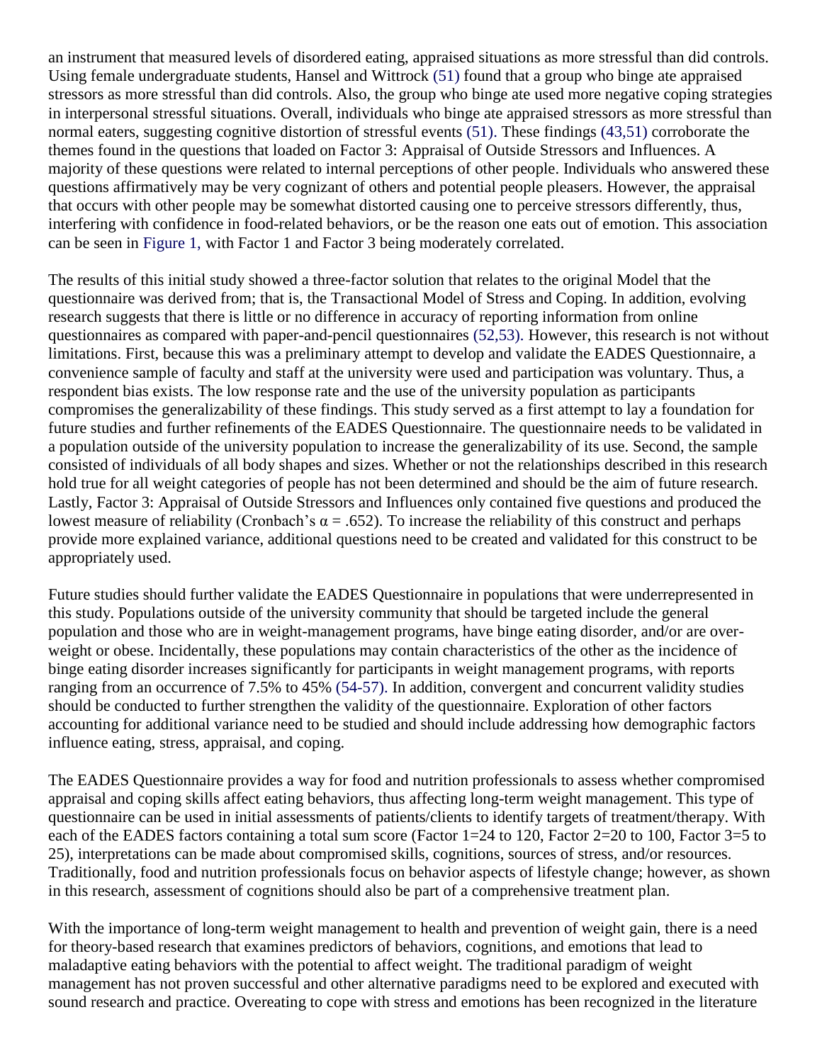an instrument that measured levels of disordered eating, appraised situations as more stressful than did controls. Using female undergraduate students, Hansel and Wittrock (51) found that a group who binge ate appraised stressors as more stressful than did controls. Also, the group who binge ate used more negative coping strategies in interpersonal stressful situations. Overall, individuals who binge ate appraised stressors as more stressful than normal eaters, suggesting cognitive distortion of stressful events (51). These findings (43,51) corroborate the themes found in the questions that loaded on Factor 3: Appraisal of Outside Stressors and Influences. A majority of these questions were related to internal perceptions of other people. Individuals who answered these questions affirmatively may be very cognizant of others and potential people pleasers. However, the appraisal that occurs with other people may be somewhat distorted causing one to perceive stressors differently, thus, interfering with confidence in food-related behaviors, or be the reason one eats out of emotion. This association can be seen in Figure 1, with Factor 1 and Factor 3 being moderately correlated.

The results of this initial study showed a three-factor solution that relates to the original Model that the questionnaire was derived from; that is, the Transactional Model of Stress and Coping. In addition, evolving research suggests that there is little or no difference in accuracy of reporting information from online questionnaires as compared with paper-and-pencil questionnaires (52,53). However, this research is not without limitations. First, because this was a preliminary attempt to develop and validate the EADES Questionnaire, a convenience sample of faculty and staff at the university were used and participation was voluntary. Thus, a respondent bias exists. The low response rate and the use of the university population as participants compromises the generalizability of these findings. This study served as a first attempt to lay a foundation for future studies and further refinements of the EADES Questionnaire. The questionnaire needs to be validated in a population outside of the university population to increase the generalizability of its use. Second, the sample consisted of individuals of all body shapes and sizes. Whether or not the relationships described in this research hold true for all weight categories of people has not been determined and should be the aim of future research. Lastly, Factor 3: Appraisal of Outside Stressors and Influences only contained five questions and produced the lowest measure of reliability (Cronbach's $\alpha = .652$). To increase the reliability of this construct and perhaps provide more explained variance, additional questions need to be created and validated for this construct to be appropriately used.

Future studies should further validate the EADES Questionnaire in populations that were underrepresented in this study. Populations outside of the university community that should be targeted include the general population and those who are in weight-management programs, have binge eating disorder, and/or are over-weight or obese. Incidentally, these populations may contain characteristics of the other as the incidence of binge eating disorder increases significantly for participants in weight management programs, with reports ranging from an occurrence of 7.5% to 45% (54-57). In addition, convergent and concurrent validity studies should be conducted to further strengthen the validity of the questionnaire. Exploration of other factors accounting for additional variance need to be studied and should include addressing how demographic factors influence eating, stress, appraisal, and coping.

The EADES Questionnaire provides a way for food and nutrition professionals to assess whether compromised appraisal and coping skills affect eating behaviors, thus affecting long-term weight management. This type of questionnaire can be used in initial assessments of patients/clients to identify targets of treatment/therapy. With each of the EADES factors containing a total sum score (Factor 1=24 to 120, Factor 2=20 to 100, Factor 3=5 to 25), interpretations can be made about compromised skills, cognitions, sources of stress, and/or resources. Traditionally, food and nutrition professionals focus on behavior aspects of lifestyle change; however, as shown in this research, assessment of cognitions should also be part of a comprehensive treatment plan.

With the importance of long-term weight management to health and prevention of weight gain, there is a need for theory-based research that examines predictors of behaviors, cognitions, and emotions that lead to maladaptive eating behaviors with the potential to affect weight. The traditional paradigm of weight management has not proven successful and other alternative paradigms need to be explored and executed with sound research and practice. Overeating to cope with stress and emotions has been recognized in the literature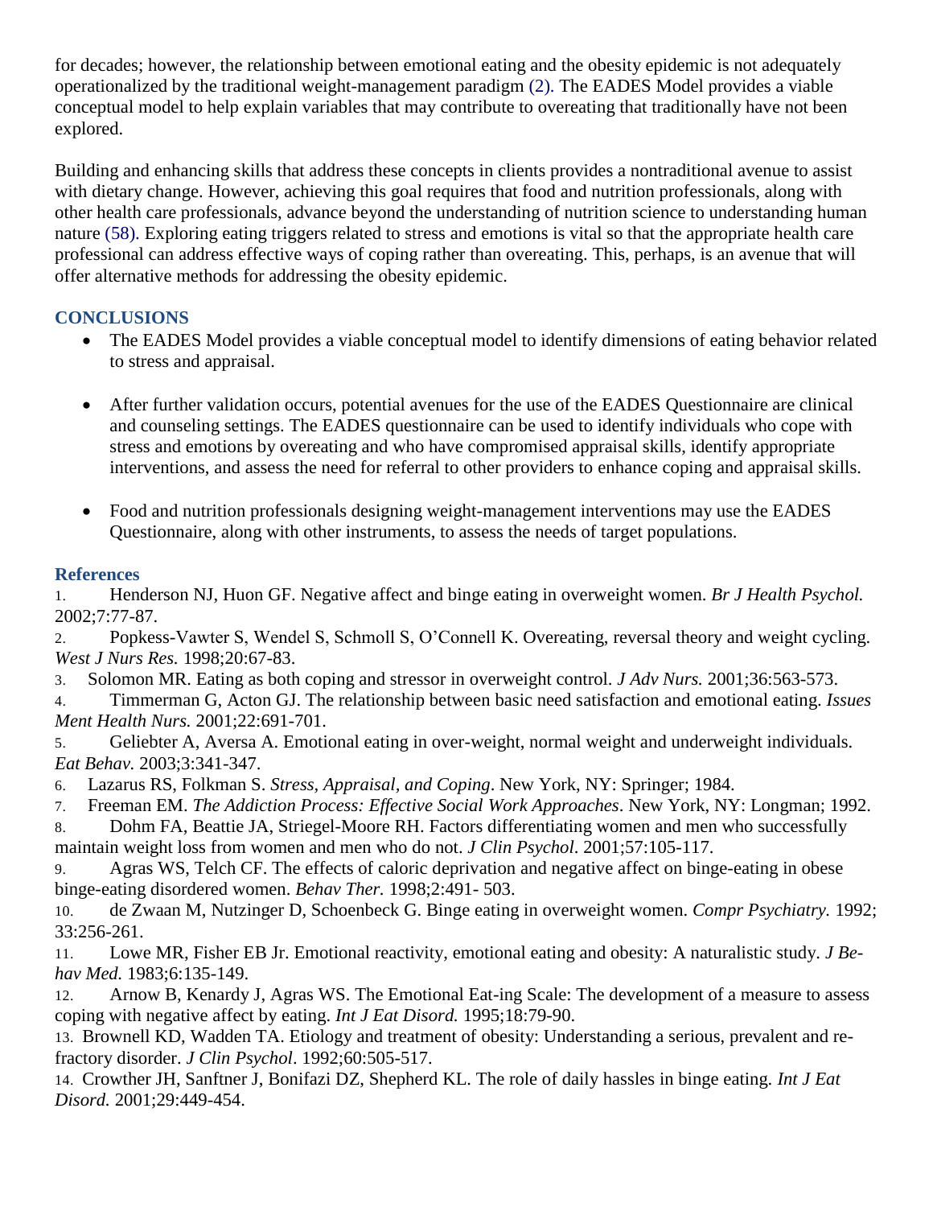for decades; however, the relationship between emotional eating and the obesity epidemic is not adequately operationalized by the traditional weight-management paradigm (2). The EADES Model provides a viable conceptual model to help explain variables that may contribute to overeating that traditionally have not been explored.

Building and enhancing skills that address these concepts in clients provides a nontraditional avenue to assist with dietary change. However, achieving this goal requires that food and nutrition professionals, along with other health care professionals, advance beyond the understanding of nutrition science to understanding human nature (58). Exploring eating triggers related to stress and emotions is vital so that the appropriate health care professional can address effective ways of coping rather than overeating. This, perhaps, is an avenue that will offer alternative methods for addressing the obesity epidemic.

## CONCLUSIONS

- The EADES Model provides a viable conceptual model to identify dimensions of eating behavior related to stress and appraisal.
- After further validation occurs, potential avenues for the use of the EADES Questionnaire are clinical and counseling settings. The EADES questionnaire can be used to identify individuals who cope with stress and emotions by overeating and who have compromised appraisal skills, identify appropriate interventions, and assess the need for referral to other providers to enhance coping and appraisal skills.
- Food and nutrition professionals designing weight-management interventions may use the EADES Questionnaire, along with other instruments, to assess the needs of target populations.

## References

1. Henderson NJ, Huon GF. Negative affect and binge eating in overweight women. *Br J Health Psychol.* 2002;7:77-87.
2. Popkess-Vawter S, Wendel S, Schmoll S, O'Connell K. Overeating, reversal theory and weight cycling. *West J Nurs Res.* 1998;20:67-83.
3. Solomon MR. Eating as both coping and stressor in overweight control. *J Adv Nurs.* 2001;36:563-573.
4. Timmerman G, Acton GJ. The relationship between basic need satisfaction and emotional eating. *Issues Ment Health Nurs.* 2001;22:691-701.
5. Geliebter A, Aversa A. Emotional eating in over-weight, normal weight and underweight individuals. *Eat Behav.* 2003;3:341-347.
6. Lazarus RS, Folkman S. *Stress, Appraisal, and Coping*. New York, NY: Springer; 1984.
7. Freeman EM. *The Addiction Process: Effective Social Work Approaches*. New York, NY: Longman; 1992.
8. Dohm FA, Beattie JA, Striegel-Moore RH. Factors differentiating women and men who successfully maintain weight loss from women and men who do not. *J Clin Psychol*. 2001;57:105-117.
9. Agras WS, Telch CF. The effects of caloric deprivation and negative affect on binge-eating in obese binge-eating disordered women. *Behav Ther.* 1998;2:491- 503.
10. de Zwaan M, Nutzinger D, Schoenbeck G. Binge eating in overweight women. *Compr Psychiatry.* 1992; 33:256-261.
11. Lowe MR, Fisher EB Jr. Emotional reactivity, emotional eating and obesity: A naturalistic study. *J Behav Med.* 1983;6:135-149.
12. Arnow B, Kenardy J, Agras WS. The Emotional Eat-ing Scale: The development of a measure to assess coping with negative affect by eating. *Int J Eat Disord.* 1995;18:79-90.
13. Brownell KD, Wadden TA. Etiology and treatment of obesity: Understanding a serious, prevalent and refractory disorder. *J Clin Psychol*. 1992;60:505-517.
14. Crowther JH, Sanftner J, Bonifazi DZ, Shepherd KL. The role of daily hassles in binge eating. *Int J Eat Disord.* 2001;29:449-454.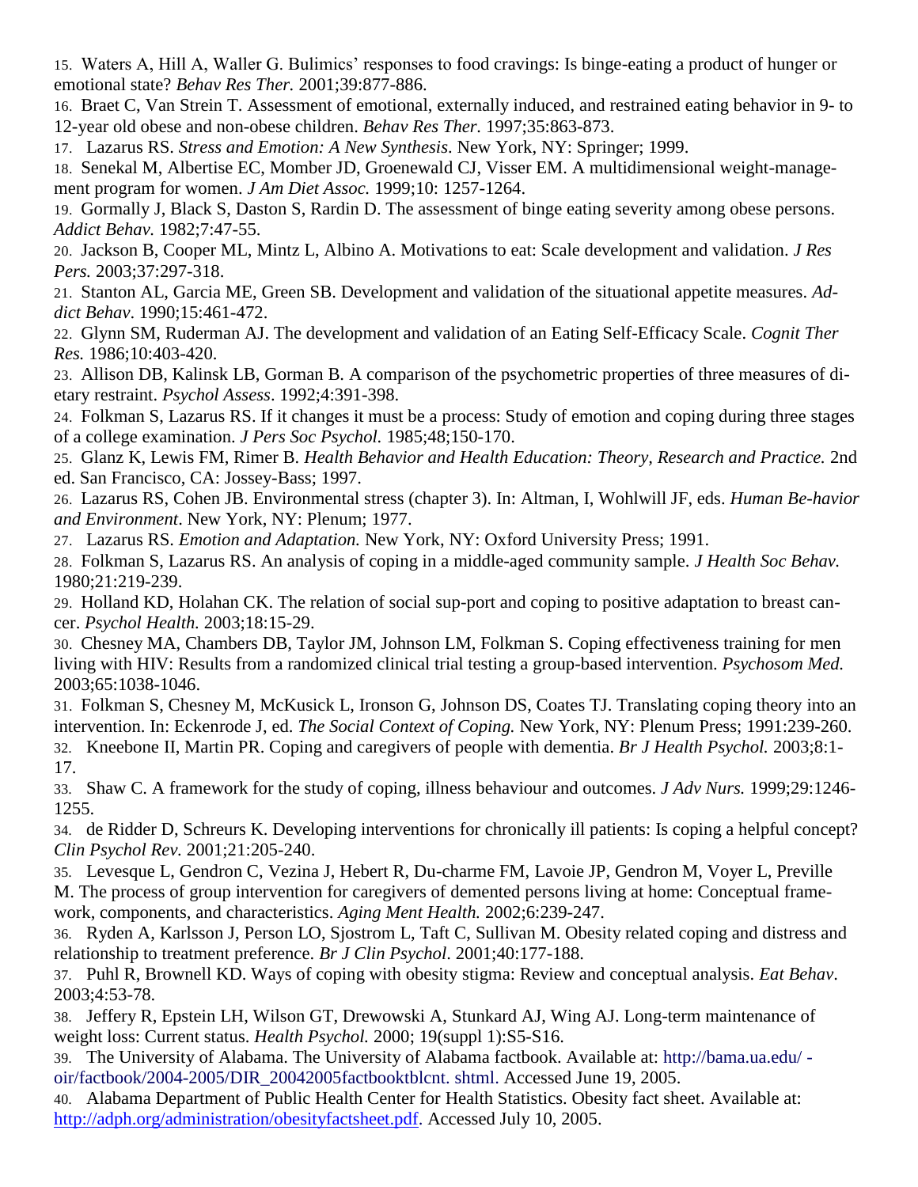15. Waters A, Hill A, Waller G. Bulimics' responses to food cravings: Is binge-eating a product of hunger or emotional state? *Behav Res Ther.* 2001;39:877-886.

16. Braet C, Van Strein T. Assessment of emotional, externally induced, and restrained eating behavior in 9- to 12-year old obese and non-obese children. *Behav Res Ther.* 1997;35:863-873.

17. Lazarus RS. *Stress and Emotion: A New Synthesis*. New York, NY: Springer; 1999.

18. Senekal M, Albertise EC, Momber JD, Groenewald CJ, Visser EM. A multidimensional weight-management program for women. *J Am Diet Assoc.* 1999;10: 1257-1264.

19. Gormally J, Black S, Daston S, Rardin D. The assessment of binge eating severity among obese persons. *Addict Behav.* 1982;7:47-55.

20. Jackson B, Cooper ML, Mintz L, Albino A. Motivations to eat: Scale development and validation. *J Res Pers.* 2003;37:297-318.

21. Stanton AL, Garcia ME, Green SB. Development and validation of the situational appetite measures. *Addict Behav*. 1990;15:461-472.

22. Glynn SM, Ruderman AJ. The development and validation of an Eating Self-Efficacy Scale. *Cognit Ther Res.* 1986;10:403-420.

23. Allison DB, Kalinsk LB, Gorman B. A comparison of the psychometric properties of three measures of dietary restraint. *Psychol Assess*. 1992;4:391-398.

24. Folkman S, Lazarus RS. If it changes it must be a process: Study of emotion and coping during three stages of a college examination. *J Pers Soc Psychol.* 1985;48;150-170.

25. Glanz K, Lewis FM, Rimer B. *Health Behavior and Health Education: Theory, Research and Practice.* 2nd ed. San Francisco, CA: Jossey-Bass; 1997.

26. Lazarus RS, Cohen JB. Environmental stress (chapter 3). In: Altman, I, Wohlwill JF, eds. *Human Be-havior and Environment*. New York, NY: Plenum; 1977.

27. Lazarus RS. *Emotion and Adaptation.* New York, NY: Oxford University Press; 1991.

28. Folkman S, Lazarus RS. An analysis of coping in a middle-aged community sample. *J Health Soc Behav.* 1980;21:219-239.

29. Holland KD, Holahan CK. The relation of social sup-port and coping to positive adaptation to breast cancer. *Psychol Health.* 2003;18:15-29.

30. Chesney MA, Chambers DB, Taylor JM, Johnson LM, Folkman S. Coping effectiveness training for men living with HIV: Results from a randomized clinical trial testing a group-based intervention. *Psychosom Med.* 2003;65:1038-1046.

31. Folkman S, Chesney M, McKusick L, Ironson G, Johnson DS, Coates TJ. Translating coping theory into an intervention. In: Eckenrode J, ed. *The Social Context of Coping.* New York, NY: Plenum Press; 1991:239-260.

32. Kneebone II, Martin PR. Coping and caregivers of people with dementia. *Br J Health Psychol.* 2003;8:1-17.

33. Shaw C. A framework for the study of coping, illness behaviour and outcomes. *J Adv Nurs.* 1999;29:1246-1255.

34. de Ridder D, Schreurs K. Developing interventions for chronically ill patients: Is coping a helpful concept? *Clin Psychol Rev.* 2001;21:205-240.

35. Levesque L, Gendron C, Vezina J, Hebert R, Du-charme FM, Lavoie JP, Gendron M, Voyer L, Preville M. The process of group intervention for caregivers of demented persons living at home: Conceptual framework, components, and characteristics. *Aging Ment Health.* 2002;6:239-247.

36. Ryden A, Karlsson J, Person LO, Sjostrom L, Taft C, Sullivan M. Obesity related coping and distress and relationship to treatment preference. *Br J Clin Psychol*. 2001;40:177-188.

37. Puhl R, Brownell KD. Ways of coping with obesity stigma: Review and conceptual analysis. *Eat Behav*. 2003;4:53-78.

38. Jeffery R, Epstein LH, Wilson GT, Drewowski A, Stunkard AJ, Wing AJ. Long-term maintenance of weight loss: Current status. *Health Psychol.* 2000; 19(suppl 1):S5-S16.

39. The University of Alabama. The University of Alabama factbook. Available at: http://bama.ua.edu/ -oir/factbook/2004-2005/DIR_20042005factbooktblcnt. shtml. Accessed June 19, 2005.

40. Alabama Department of Public Health Center for Health Statistics. Obesity fact sheet. Available at: http://adph.org/administration/obesityfactsheet.pdf. Accessed July 10, 2005.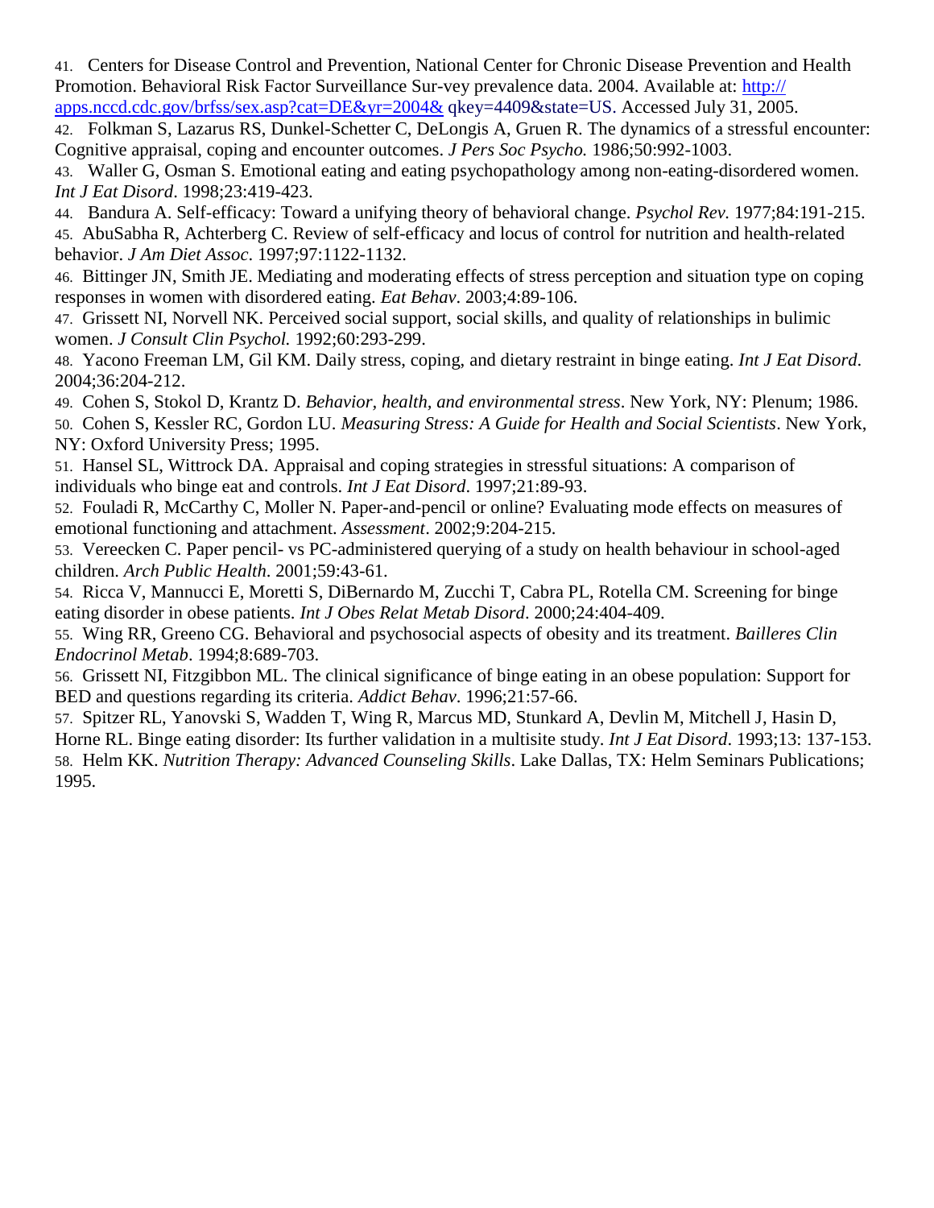41. Centers for Disease Control and Prevention, National Center for Chronic Disease Prevention and Health Promotion. Behavioral Risk Factor Surveillance Sur-vey prevalence data. 2004. Available at: http://apps.nccd.cdc.gov/brfss/sex.asp?cat=DE&yr=2004& qkey=4409&state=US. Accessed July 31, 2005.

42. Folkman S, Lazarus RS, Dunkel-Schetter C, DeLongis A, Gruen R. The dynamics of a stressful encounter: Cognitive appraisal, coping and encounter outcomes. *J Pers Soc Psycho.* 1986;50:992-1003.

43. Waller G, Osman S. Emotional eating and eating psychopathology among non-eating-disordered women. *Int J Eat Disord*. 1998;23:419-423.

44. Bandura A. Self-efficacy: Toward a unifying theory of behavioral change. *Psychol Rev.* 1977;84:191-215.

45. AbuSabha R, Achterberg C. Review of self-efficacy and locus of control for nutrition and health-related behavior. *J Am Diet Assoc*. 1997;97:1122-1132.

46. Bittinger JN, Smith JE. Mediating and moderating effects of stress perception and situation type on coping responses in women with disordered eating. *Eat Behav*. 2003;4:89-106.

47. Grissett NI, Norvell NK. Perceived social support, social skills, and quality of relationships in bulimic women. *J Consult Clin Psychol.* 1992;60:293-299.

48. Yacono Freeman LM, Gil KM. Daily stress, coping, and dietary restraint in binge eating. *Int J Eat Disord*. 2004;36:204-212.

49. Cohen S, Stokol D, Krantz D. *Behavior, health, and environmental stress*. New York, NY: Plenum; 1986.

50. Cohen S, Kessler RC, Gordon LU. *Measuring Stress: A Guide for Health and Social Scientists*. New York, NY: Oxford University Press; 1995.

51. Hansel SL, Wittrock DA. Appraisal and coping strategies in stressful situations: A comparison of individuals who binge eat and controls. *Int J Eat Disord*. 1997;21:89-93.

52. Fouladi R, McCarthy C, Moller N. Paper-and-pencil or online? Evaluating mode effects on measures of emotional functioning and attachment. *Assessment*. 2002;9:204-215.

53. Vereecken C. Paper pencil- vs PC-administered querying of a study on health behaviour in school-aged children. *Arch Public Health*. 2001;59:43-61.

54. Ricca V, Mannucci E, Moretti S, DiBernardo M, Zucchi T, Cabra PL, Rotella CM. Screening for binge eating disorder in obese patients. *Int J Obes Relat Metab Disord*. 2000;24:404-409.

55. Wing RR, Greeno CG. Behavioral and psychosocial aspects of obesity and its treatment. *Bailleres Clin Endocrinol Metab*. 1994;8:689-703.

56. Grissett NI, Fitzgibbon ML. The clinical significance of binge eating in an obese population: Support for BED and questions regarding its criteria. *Addict Behav*. 1996;21:57-66.

57. Spitzer RL, Yanovski S, Wadden T, Wing R, Marcus MD, Stunkard A, Devlin M, Mitchell J, Hasin D, Horne RL. Binge eating disorder: Its further validation in a multisite study. *Int J Eat Disord*. 1993;13: 137-153.

58. Helm KK. *Nutrition Therapy: Advanced Counseling Skills*. Lake Dallas, TX: Helm Seminars Publications; 1995.